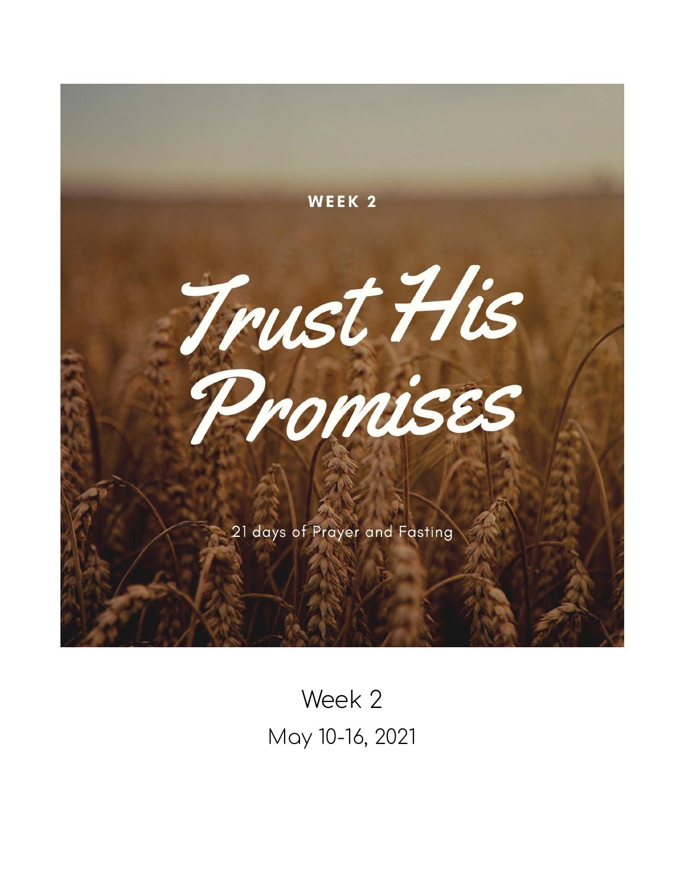WEEK 2

# Trust His Promises

21 days of Prayer and Fasting

Week 2

May 10-16, 2021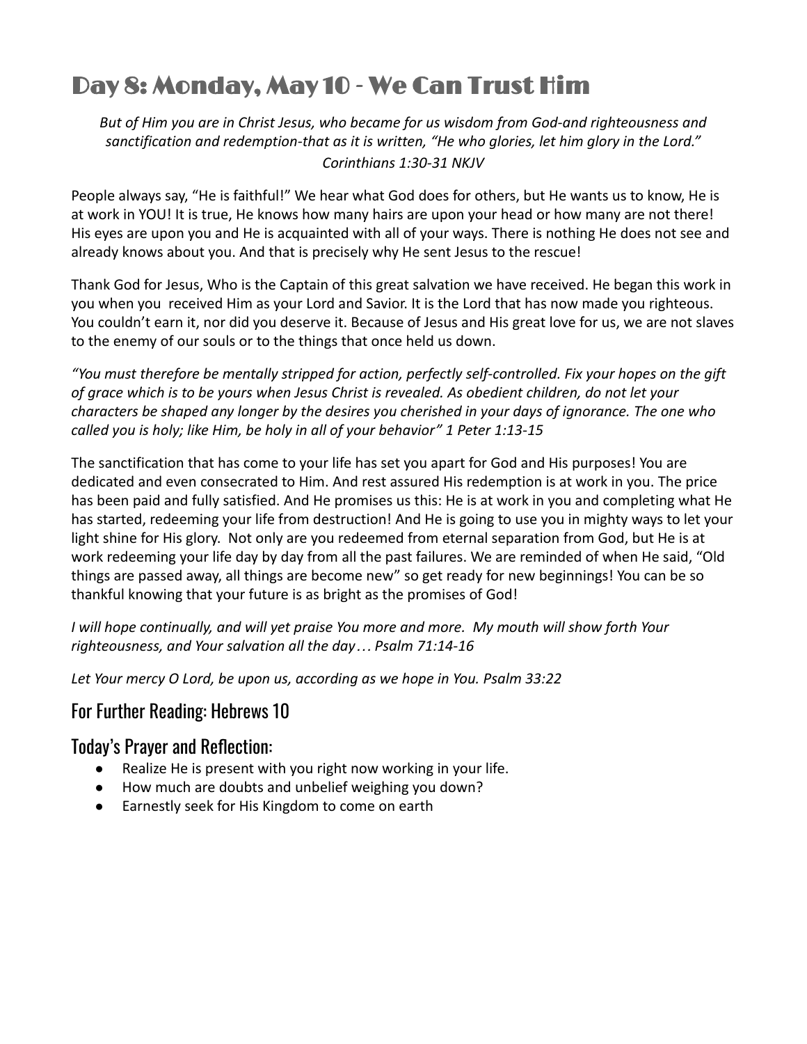# Day 8: Monday, May 10 - We Can Trust Him

*But of Him you are in Christ Jesus, who became for us wisdom from God-and righteousness and sanctification and redemption-that as it is written, "He who glories, let him glory in the Lord." Corinthians 1:30-31 NKJV*

People always say, "He is faithful!" We hear what God does for others, but He wants us to know, He is at work in YOU! It is true, He knows how many hairs are upon your head or how many are not there! His eyes are upon you and He is acquainted with all of your ways. There is nothing He does not see and already knows about you. And that is precisely why He sent Jesus to the rescue!

Thank God for Jesus, Who is the Captain of this great salvation we have received. He began this work in you when you received Him as your Lord and Savior. It is the Lord that has now made you righteous. You couldn't earn it, nor did you deserve it. Because of Jesus and His great love for us, we are not slaves to the enemy of our souls or to the things that once held us down.

*"You must therefore be mentally stripped for action, perfectly self-controlled. Fix your hopes on the gift of grace which is to be yours when Jesus Christ is revealed. As obedient children, do not let your characters be shaped any longer by the desires you cherished in your days of ignorance. The one who called you is holy; like Him, be holy in all of your behavior" 1 Peter 1:13-15*

The sanctification that has come to your life has set you apart for God and His purposes! You are dedicated and even consecrated to Him. And rest assured His redemption is at work in you. The price has been paid and fully satisfied. And He promises us this: He is at work in you and completing what He has started, redeeming your life from destruction! And He is going to use you in mighty ways to let your light shine for His glory. Not only are you redeemed from eternal separation from God, but He is at work redeeming your life day by day from all the past failures. We are reminded of when He said, "Old things are passed away, all things are become new" so get ready for new beginnings! You can be so thankful knowing that your future is as bright as the promises of God!

*I will hope continually, and will yet praise You more and more. My mouth will show forth Your righteousness, and Your salvation all the day… Psalm 71:14-16*

*Let Your mercy O Lord, be upon us, according as we hope in You. Psalm 33:22*

## For Further Reading: Hebrews 10

## Today's Prayer and Reflection:

- Realize He is present with you right now working in your life.
- How much are doubts and unbelief weighing you down?
- Earnestly seek for His Kingdom to come on earth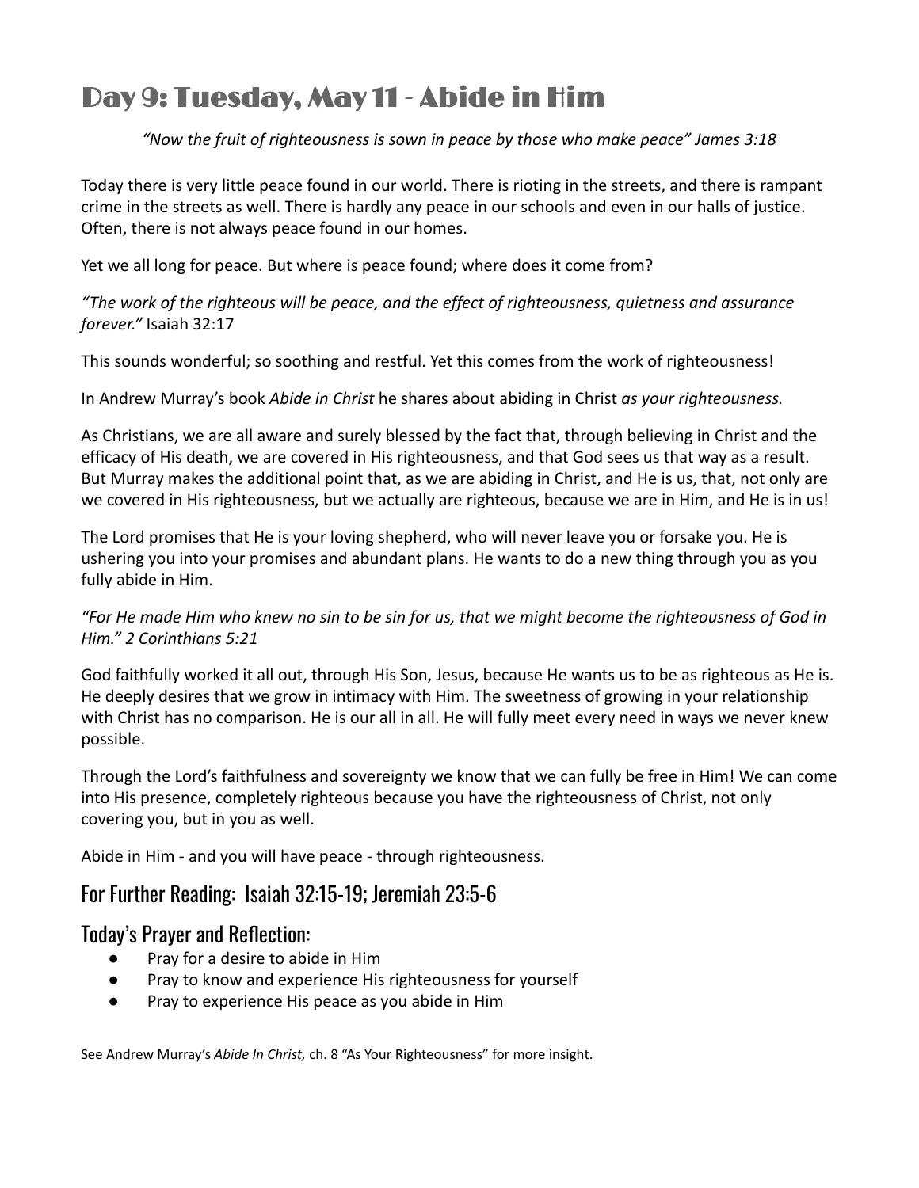# Day 9: Tuesday, May 11 - Abide in Him

*"Now the fruit of righteousness is sown in peace by those who make peace" James 3:18*

Today there is very little peace found in our world. There is rioting in the streets, and there is rampant crime in the streets as well. There is hardly any peace in our schools and even in our halls of justice. Often, there is not always peace found in our homes.

Yet we all long for peace. But where is peace found; where does it come from?

*"The work of the righteous will be peace, and the effect of righteousness, quietness and assurance forever."* Isaiah 32:17

This sounds wonderful; so soothing and restful. Yet this comes from the work of righteousness!

In Andrew Murray's book *Abide in Christ* he shares about abiding in Christ *as your righteousness*.

As Christians, we are all aware and surely blessed by the fact that, through believing in Christ and the efficacy of His death, we are covered in His righteousness, and that God sees us that way as a result. But Murray makes the additional point that, as we are abiding in Christ, and He is us, that, not only are we covered in His righteousness, but we actually are righteous, because we are in Him, and He is in us!

The Lord promises that He is your loving shepherd, who will never leave you or forsake you. He is ushering you into your promises and abundant plans. He wants to do a new thing through you as you fully abide in Him.

*"For He made Him who knew no sin to be sin for us, that we might become the righteousness of God in Him." 2 Corinthians 5:21*

God faithfully worked it all out, through His Son, Jesus, because He wants us to be as righteous as He is. He deeply desires that we grow in intimacy with Him. The sweetness of growing in your relationship with Christ has no comparison. He is our all in all. He will fully meet every need in ways we never knew possible.

Through the Lord's faithfulness and sovereignty we know that we can fully be free in Him! We can come into His presence, completely righteous because you have the righteousness of Christ, not only covering you, but in you as well.

Abide in Him - and you will have peace - through righteousness.

## For Further Reading: Isaiah 32:15-19; Jeremiah 23:5-6

## Today's Prayer and Reflection:

- Pray for a desire to abide in Him
- Pray to know and experience His righteousness for yourself
- Pray to experience His peace as you abide in Him

See Andrew Murray's *Abide In Christ,* ch. 8 "As Your Righteousness" for more insight.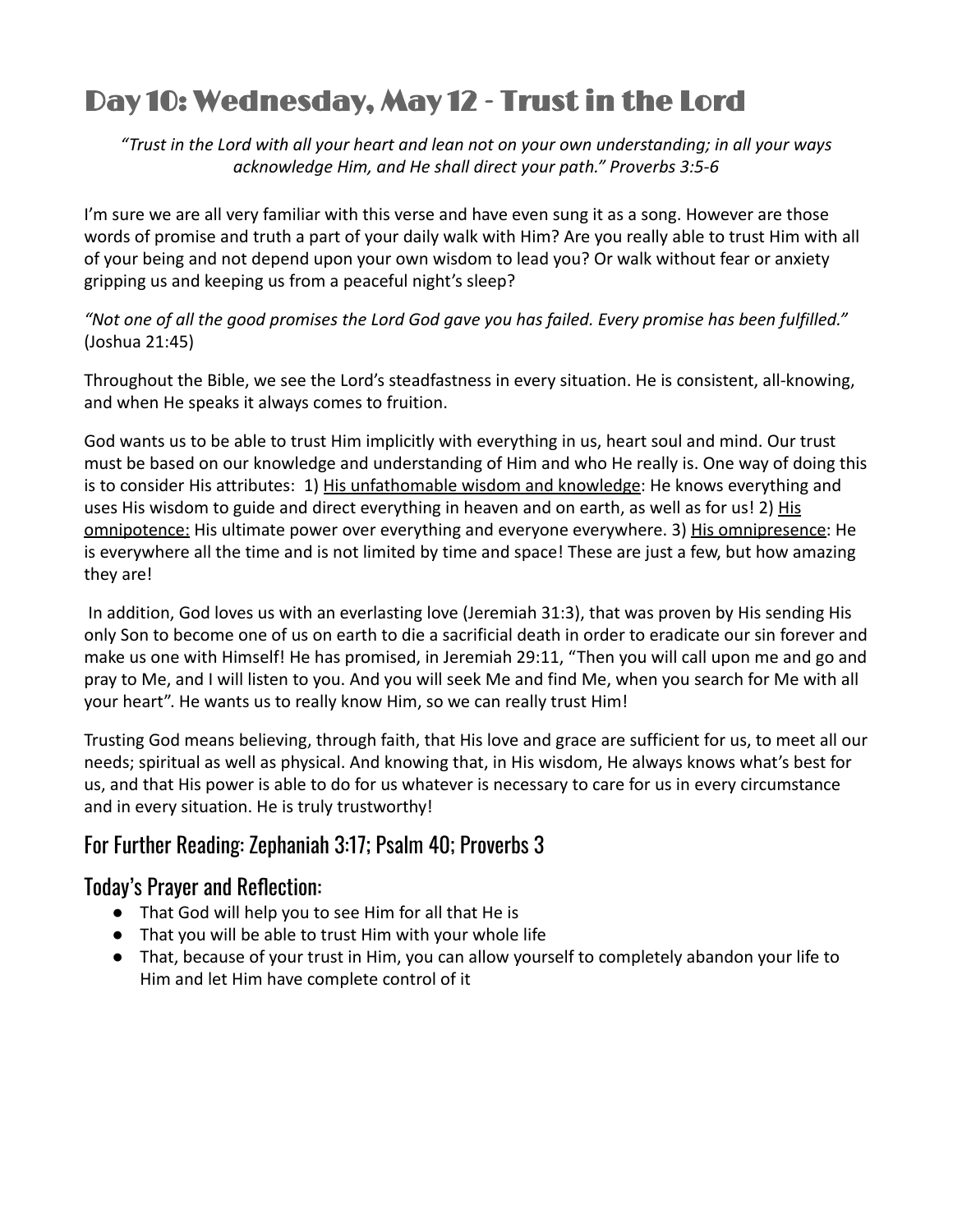# Day 10: Wednesday, May 12 - Trust in the Lord

*"Trust in the Lord with all your heart and lean not on your own understanding; in all your ways acknowledge Him, and He shall direct your path." Proverbs 3:5-6*

I'm sure we are all very familiar with this verse and have even sung it as a song. However are those words of promise and truth a part of your daily walk with Him? Are you really able to trust Him with all of your being and not depend upon your own wisdom to lead you? Or walk without fear or anxiety gripping us and keeping us from a peaceful night's sleep?

*"Not one of all the good promises the Lord God gave you has failed. Every promise has been fulfilled."* (Joshua 21:45)

Throughout the Bible, we see the Lord's steadfastness in every situation. He is consistent, all-knowing, and when He speaks it always comes to fruition.

God wants us to be able to trust Him implicitly with everything in us, heart soul and mind. Our trust must be based on our knowledge and understanding of Him and who He really is. One way of doing this is to consider His attributes: 1) <u>His unfathomable wisdom and knowledge</u>: He knows everything and uses His wisdom to guide and direct everything in heaven and on earth, as well as for us! 2) <u>His omnipotence:</u> His ultimate power over everything and everyone everywhere. 3) <u>His omnipresence</u>: He is everywhere all the time and is not limited by time and space! These are just a few, but how amazing they are!

In addition, God loves us with an everlasting love (Jeremiah 31:3), that was proven by His sending His only Son to become one of us on earth to die a sacrificial death in order to eradicate our sin forever and make us one with Himself! He has promised, in Jeremiah 29:11, "Then you will call upon me and go and pray to Me, and I will listen to you. And you will seek Me and find Me, when you search for Me with all your heart". He wants us to really know Him, so we can really trust Him!

Trusting God means believing, through faith, that His love and grace are sufficient for us, to meet all our needs; spiritual as well as physical. And knowing that, in His wisdom, He always knows what's best for us, and that His power is able to do for us whatever is necessary to care for us in every circumstance and in every situation. He is truly trustworthy!

## For Further Reading: Zephaniah 3:17; Psalm 40; Proverbs 3

## Today's Prayer and Reflection:

- That God will help you to see Him for all that He is
- That you will be able to trust Him with your whole life
- That, because of your trust in Him, you can allow yourself to completely abandon your life to Him and let Him have complete control of it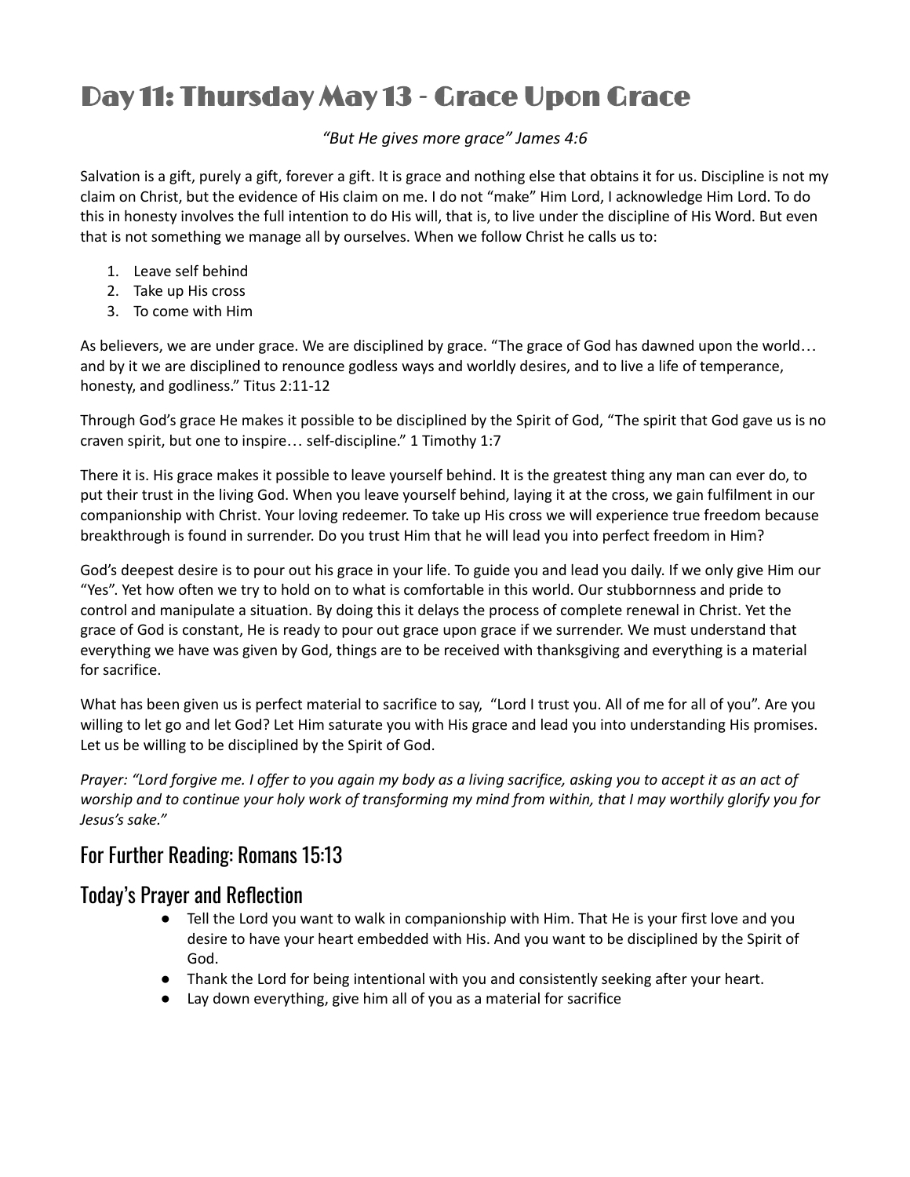# Day 11: Thursday May 13 - Grace Upon Grace

*"But He gives more grace" James 4:6*

Salvation is a gift, purely a gift, forever a gift. It is grace and nothing else that obtains it for us. Discipline is not my claim on Christ, but the evidence of His claim on me. I do not "make" Him Lord, I acknowledge Him Lord. To do this in honesty involves the full intention to do His will, that is, to live under the discipline of His Word. But even that is not something we manage all by ourselves. When we follow Christ he calls us to:

1. Leave self behind
2. Take up His cross
3. To come with Him

As believers, we are under grace. We are disciplined by grace. "The grace of God has dawned upon the world… and by it we are disciplined to renounce godless ways and worldly desires, and to live a life of temperance, honesty, and godliness." Titus 2:11-12

Through God's grace He makes it possible to be disciplined by the Spirit of God, "The spirit that God gave us is no craven spirit, but one to inspire… self-discipline." 1 Timothy 1:7

There it is. His grace makes it possible to leave yourself behind. It is the greatest thing any man can ever do, to put their trust in the living God. When you leave yourself behind, laying it at the cross, we gain fulfilment in our companionship with Christ. Your loving redeemer. To take up His cross we will experience true freedom because breakthrough is found in surrender. Do you trust Him that he will lead you into perfect freedom in Him?

God's deepest desire is to pour out his grace in your life. To guide you and lead you daily. If we only give Him our "Yes". Yet how often we try to hold on to what is comfortable in this world. Our stubbornness and pride to control and manipulate a situation. By doing this it delays the process of complete renewal in Christ. Yet the grace of God is constant, He is ready to pour out grace upon grace if we surrender. We must understand that everything we have was given by God, things are to be received with thanksgiving and everything is a material for sacrifice.

What has been given us is perfect material to sacrifice to say, "Lord I trust you. All of me for all of you". Are you willing to let go and let God? Let Him saturate you with His grace and lead you into understanding His promises. Let us be willing to be disciplined by the Spirit of God.

*Prayer: "Lord forgive me. I offer to you again my body as a living sacrifice, asking you to accept it as an act of worship and to continue your holy work of transforming my mind from within, that I may worthily glorify you for Jesus's sake."*

## For Further Reading: Romans 15:13

## Today's Prayer and Reflection

- Tell the Lord you want to walk in companionship with Him. That He is your first love and you desire to have your heart embedded with His. And you want to be disciplined by the Spirit of God.
- Thank the Lord for being intentional with you and consistently seeking after your heart.
- Lay down everything, give him all of you as a material for sacrifice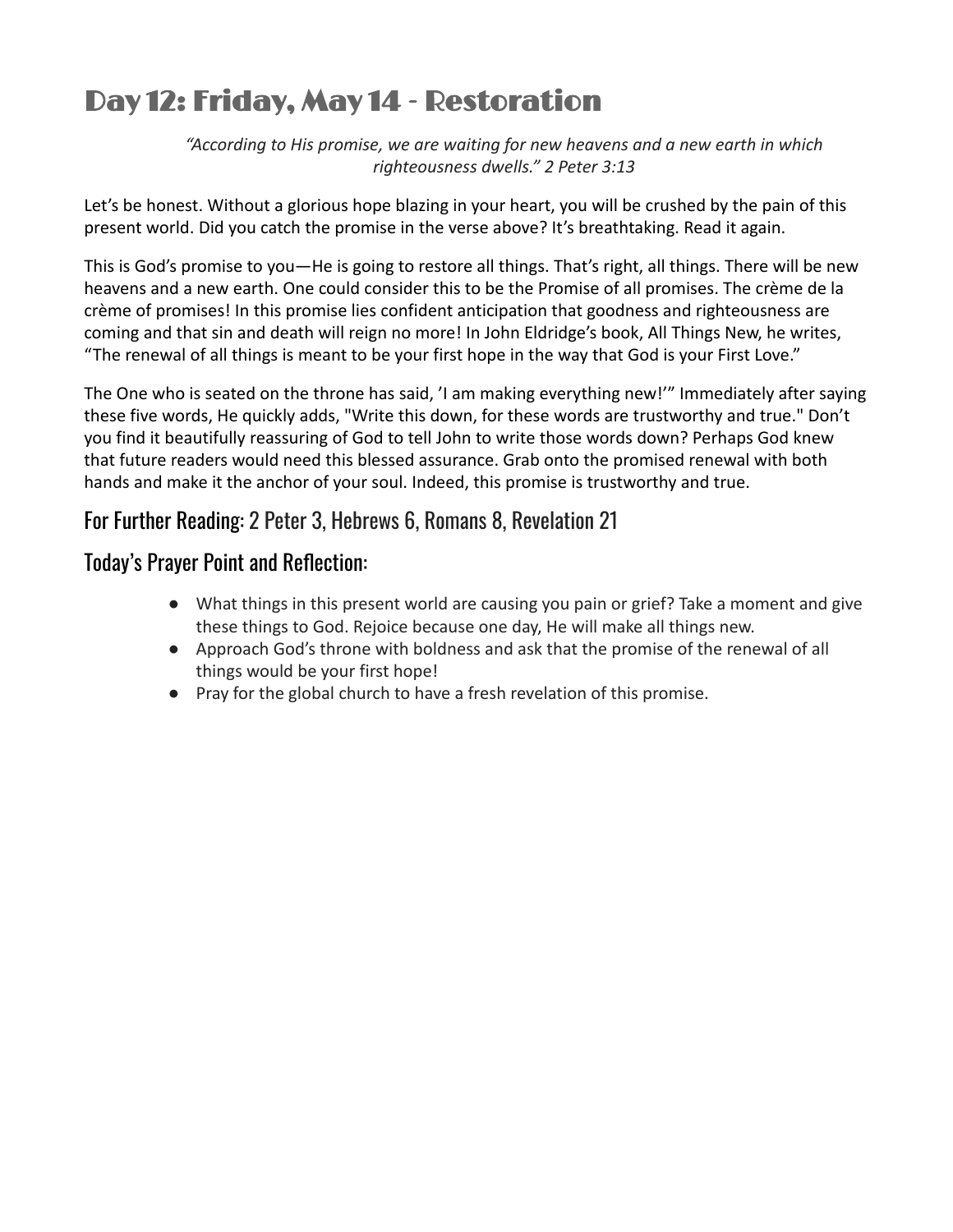# Day 12: Friday, May 14 - Restoration

*"According to His promise, we are waiting for new heavens and a new earth in which righteousness dwells." 2 Peter 3:13*

Let's be honest. Without a glorious hope blazing in your heart, you will be crushed by the pain of this present world. Did you catch the promise in the verse above? It's breathtaking. Read it again.

This is God's promise to you—He is going to restore all things. That's right, all things. There will be new heavens and a new earth. One could consider this to be the Promise of all promises. The crème de la crème of promises! In this promise lies confident anticipation that goodness and righteousness are coming and that sin and death will reign no more! In John Eldridge's book, All Things New, he writes, "The renewal of all things is meant to be your first hope in the way that God is your First Love."

The One who is seated on the throne has said, 'I am making everything new!'" Immediately after saying these five words, He quickly adds, "Write this down, for these words are trustworthy and true." Don't you find it beautifully reassuring of God to tell John to write those words down? Perhaps God knew that future readers would need this blessed assurance. Grab onto the promised renewal with both hands and make it the anchor of your soul. Indeed, this promise is trustworthy and true.

## For Further Reading: 2 Peter 3, Hebrews 6, Romans 8, Revelation 21

## Today's Prayer Point and Reflection:

- What things in this present world are causing you pain or grief? Take a moment and give these things to God. Rejoice because one day, He will make all things new.
- Approach God's throne with boldness and ask that the promise of the renewal of all things would be your first hope!
- Pray for the global church to have a fresh revelation of this promise.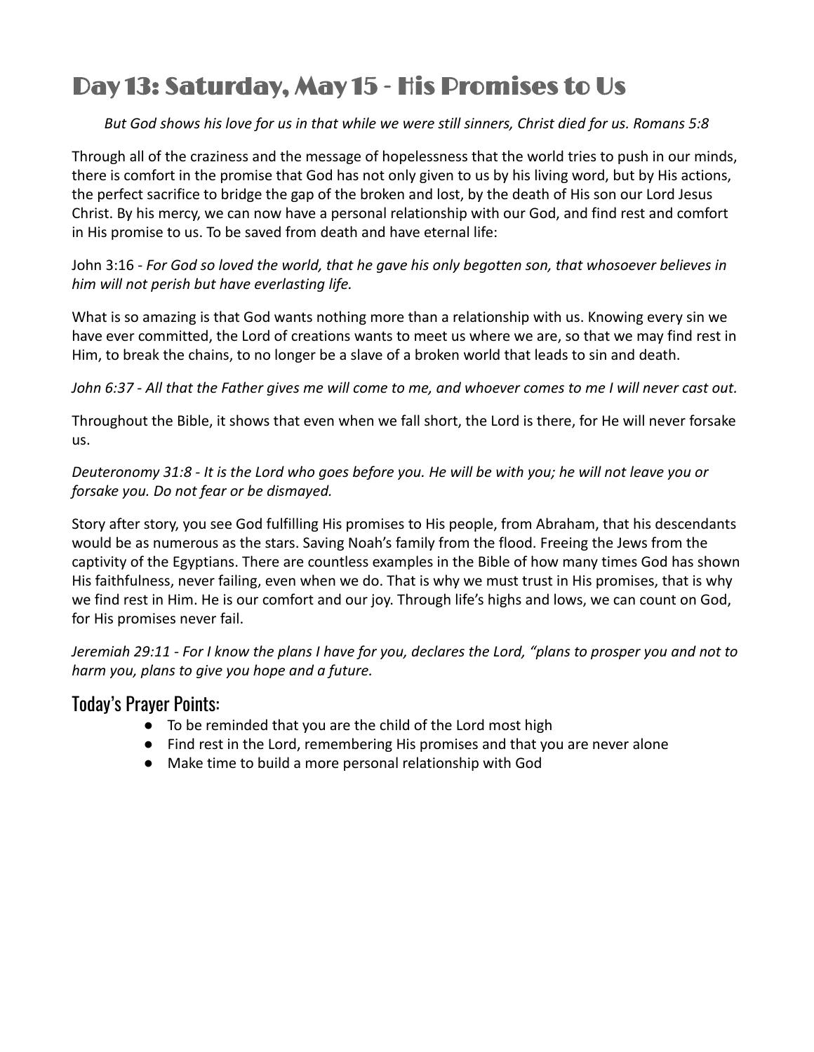# Day 13: Saturday, May 15 - His Promises to Us

*But God shows his love for us in that while we were still sinners, Christ died for us. Romans 5:8*

Through all of the craziness and the message of hopelessness that the world tries to push in our minds, there is comfort in the promise that God has not only given to us by his living word, but by His actions, the perfect sacrifice to bridge the gap of the broken and lost, by the death of His son our Lord Jesus Christ. By his mercy, we can now have a personal relationship with our God, and find rest and comfort in His promise to us. To be saved from death and have eternal life:

John 3:16 - *For God so loved the world, that he gave his only begotten son, that whosoever believes in him will not perish but have everlasting life.*

What is so amazing is that God wants nothing more than a relationship with us. Knowing every sin we have ever committed, the Lord of creations wants to meet us where we are, so that we may find rest in Him, to break the chains, to no longer be a slave of a broken world that leads to sin and death.

*John 6:37 - All that the Father gives me will come to me, and whoever comes to me I will never cast out.*

Throughout the Bible, it shows that even when we fall short, the Lord is there, for He will never forsake us.

*Deuteronomy 31:8 - It is the Lord who goes before you. He will be with you; he will not leave you or forsake you. Do not fear or be dismayed.*

Story after story, you see God fulfilling His promises to His people, from Abraham, that his descendants would be as numerous as the stars. Saving Noah's family from the flood. Freeing the Jews from the captivity of the Egyptians. There are countless examples in the Bible of how many times God has shown His faithfulness, never failing, even when we do. That is why we must trust in His promises, that is why we find rest in Him. He is our comfort and our joy. Through life's highs and lows, we can count on God, for His promises never fail.

*Jeremiah 29:11 - For I know the plans I have for you, declares the Lord, "plans to prosper you and not to harm you, plans to give you hope and a future.*

## Today's Prayer Points:

- To be reminded that you are the child of the Lord most high
- Find rest in the Lord, remembering His promises and that you are never alone
- Make time to build a more personal relationship with God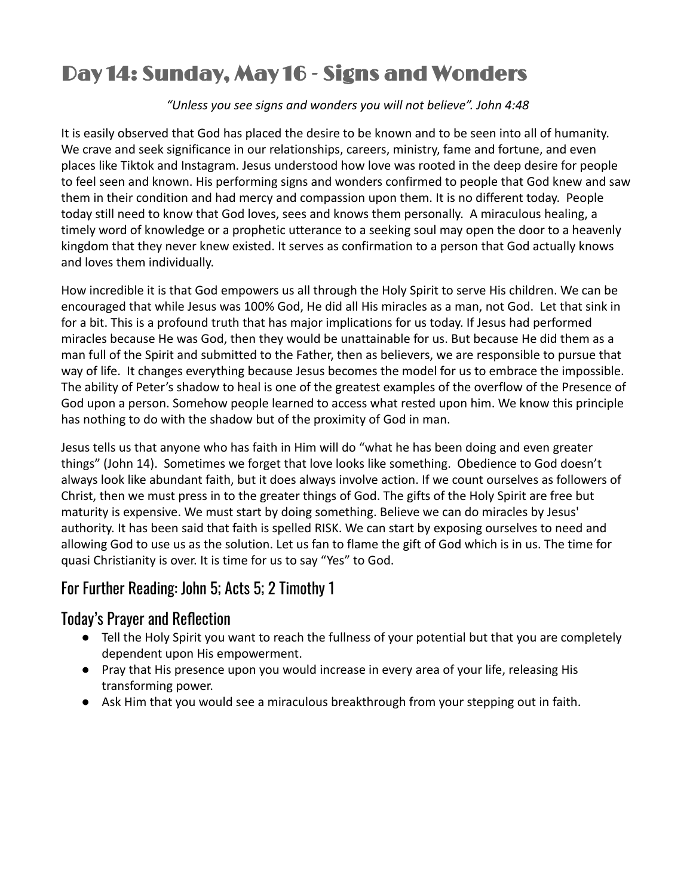# Day 14: Sunday, May 16 - Signs and Wonders

*"Unless you see signs and wonders you will not believe". John 4:48*

It is easily observed that God has placed the desire to be known and to be seen into all of humanity. We crave and seek significance in our relationships, careers, ministry, fame and fortune, and even places like Tiktok and Instagram. Jesus understood how love was rooted in the deep desire for people to feel seen and known. His performing signs and wonders confirmed to people that God knew and saw them in their condition and had mercy and compassion upon them. It is no different today. People today still need to know that God loves, sees and knows them personally. A miraculous healing, a timely word of knowledge or a prophetic utterance to a seeking soul may open the door to a heavenly kingdom that they never knew existed. It serves as confirmation to a person that God actually knows and loves them individually.

How incredible it is that God empowers us all through the Holy Spirit to serve His children. We can be encouraged that while Jesus was 100% God, He did all His miracles as a man, not God. Let that sink in for a bit. This is a profound truth that has major implications for us today. If Jesus had performed miracles because He was God, then they would be unattainable for us. But because He did them as a man full of the Spirit and submitted to the Father, then as believers, we are responsible to pursue that way of life. It changes everything because Jesus becomes the model for us to embrace the impossible. The ability of Peter's shadow to heal is one of the greatest examples of the overflow of the Presence of God upon a person. Somehow people learned to access what rested upon him. We know this principle has nothing to do with the shadow but of the proximity of God in man.

Jesus tells us that anyone who has faith in Him will do "what he has been doing and even greater things" (John 14). Sometimes we forget that love looks like something. Obedience to God doesn't always look like abundant faith, but it does always involve action. If we count ourselves as followers of Christ, then we must press in to the greater things of God. The gifts of the Holy Spirit are free but maturity is expensive. We must start by doing something. Believe we can do miracles by Jesus' authority. It has been said that faith is spelled RISK. We can start by exposing ourselves to need and allowing God to use us as the solution. Let us fan to flame the gift of God which is in us. The time for quasi Christianity is over. It is time for us to say "Yes" to God.

## For Further Reading: John 5; Acts 5; 2 Timothy 1

## Today's Prayer and Reflection

- Tell the Holy Spirit you want to reach the fullness of your potential but that you are completely dependent upon His empowerment.
- Pray that His presence upon you would increase in every area of your life, releasing His transforming power.
- Ask Him that you would see a miraculous breakthrough from your stepping out in faith.